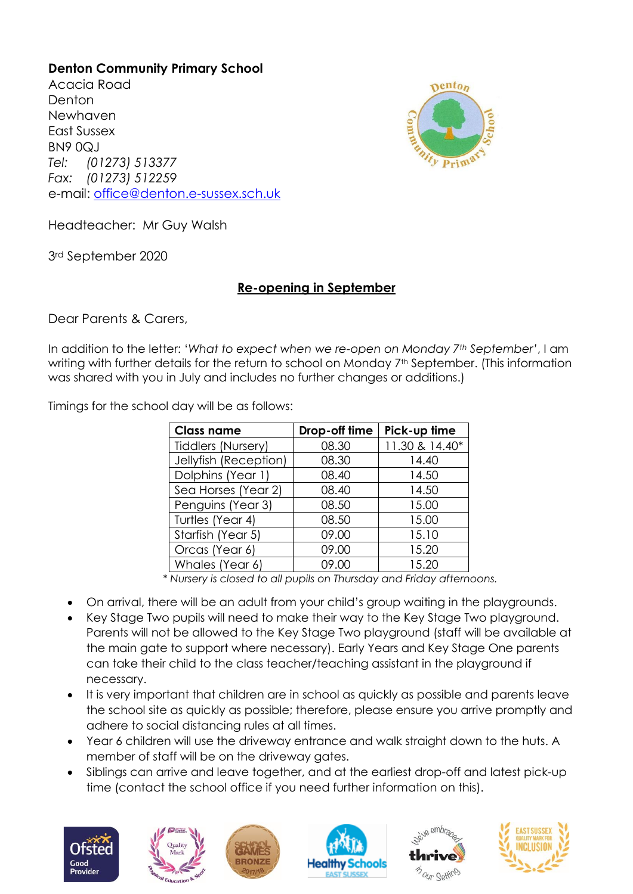**Denton Community Primary School**
Acacia Road
Denton
Newhaven
East Sussex
BN9 0QJ
*Tel: (01273) 513377*
*Fax: (01273) 512259*
e-mail: office@denton.e-sussex.sch.uk

Headteacher: Mr Guy Walsh

3rd September 2020

## Re-opening in September

Dear Parents & Carers,

In addition to the letter: '*What to expect when we re-open on Monday 7th September*', I am writing with further details for the return to school on Monday 7th September. (This information was shared with you in July and includes no further changes or additions.)

Timings for the school day will be as follows:

| Class name | Drop-off time | Pick-up time |
|---|---|---|
| Tiddlers (Nursery) | 08.30 | 11.30 & 14.40* |
| Jellyfish (Reception) | 08.30 | 14.40 |
| Dolphins (Year 1) | 08.40 | 14.50 |
| Sea Horses (Year 2) | 08.40 | 14.50 |
| Penguins (Year 3) | 08.50 | 15.00 |
| Turtles (Year 4) | 08.50 | 15.00 |
| Starfish (Year 5) | 09.00 | 15.10 |
| Orcas (Year 6) | 09.00 | 15.20 |
| Whales (Year 6) | 09.00 | 15.20 |

*\* Nursery is closed to all pupils on Thursday and Friday afternoons.*

- On arrival, there will be an adult from your child's group waiting in the playgrounds.
- Key Stage Two pupils will need to make their way to the Key Stage Two playground. Parents will not be allowed to the Key Stage Two playground (staff will be available at the main gate to support where necessary). Early Years and Key Stage One parents can take their child to the class teacher/teaching assistant in the playground if necessary.
- It is very important that children are in school as quickly as possible and parents leave the school site as quickly as possible; therefore, please ensure you arrive promptly and adhere to social distancing rules at all times.
- Year 6 children will use the driveway entrance and walk straight down to the huts. A member of staff will be on the driveway gates.
- Siblings can arrive and leave together, and at the earliest drop-off and latest pick-up time (contact the school office if you need further information on this).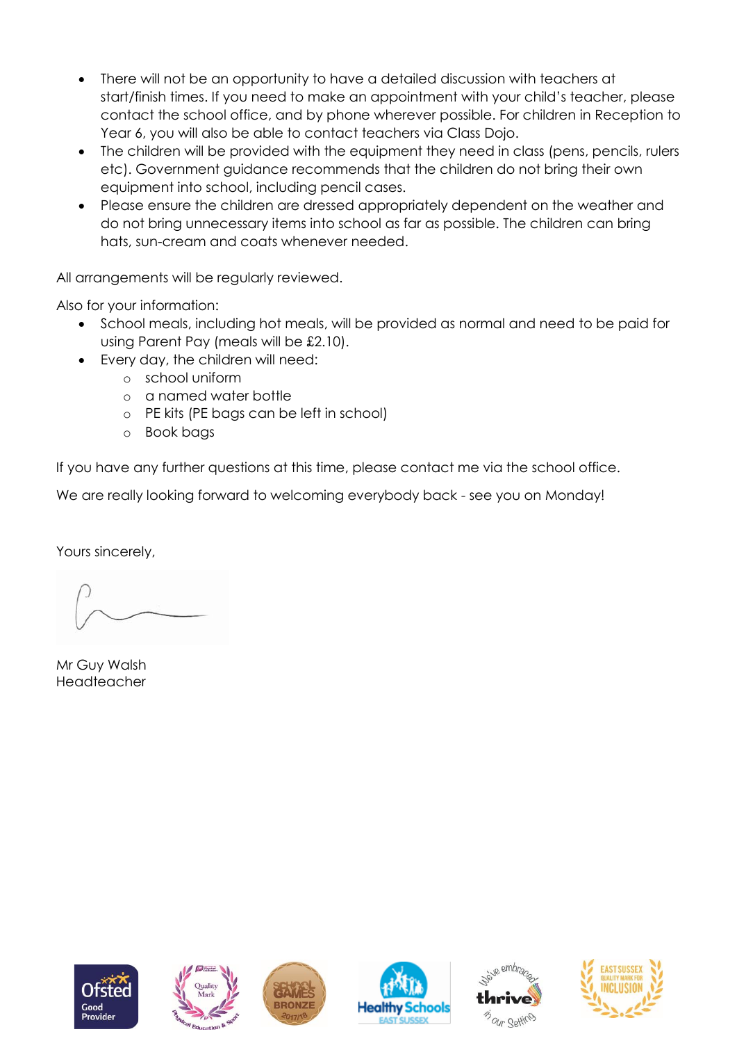- There will not be an opportunity to have a detailed discussion with teachers at start/finish times. If you need to make an appointment with your child's teacher, please contact the school office, and by phone wherever possible. For children in Reception to Year 6, you will also be able to contact teachers via Class Dojo.
- The children will be provided with the equipment they need in class (pens, pencils, rulers etc). Government guidance recommends that the children do not bring their own equipment into school, including pencil cases.
- Please ensure the children are dressed appropriately dependent on the weather and do not bring unnecessary items into school as far as possible. The children can bring hats, sun-cream and coats whenever needed.

All arrangements will be regularly reviewed.

Also for your information:

- School meals, including hot meals, will be provided as normal and need to be paid for using Parent Pay (meals will be £2.10).
- Every day, the children will need:
  - school uniform
  - a named water bottle
  - PE kits (PE bags can be left in school)
  - Book bags

If you have any further questions at this time, please contact me via the school office.

We are really looking forward to welcoming everybody back - see you on Monday!

Yours sincerely,

Mr Guy Walsh
Headteacher